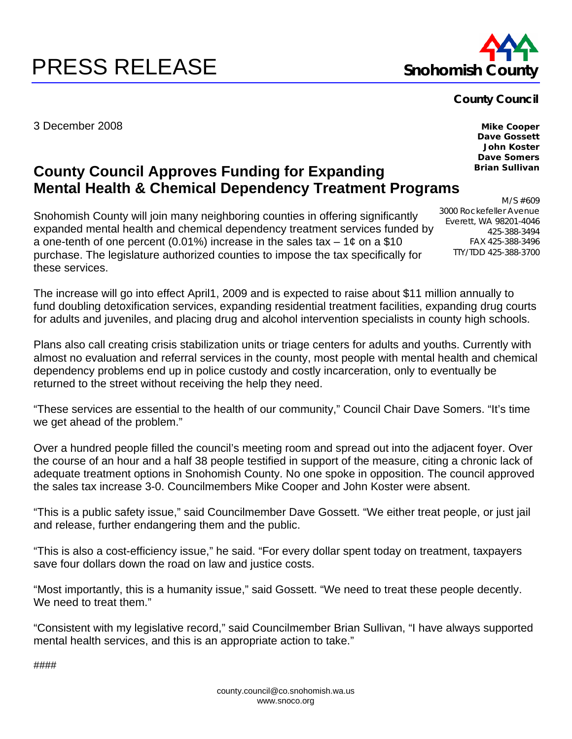# PRESS RELEASE

**Snohomish County**

**County Council**

**Mike Cooper**
**Dave Gossett**
**John Koster**
**Dave Somers**
**Brian Sullivan**

M/S #609
3000 Rockefeller Avenue
Everett, WA 98201-4046
425-388-3494
FAX 425-388-3496
TTY/TDD 425-388-3700

3 December 2008

## County Council Approves Funding for Expanding Mental Health & Chemical Dependency Treatment Programs

Snohomish County will join many neighboring counties in offering significantly expanded mental health and chemical dependency treatment services funded by a one-tenth of one percent (0.01%) increase in the sales tax – 1¢ on a $10 purchase. The legislature authorized counties to impose the tax specifically for these services.

The increase will go into effect April1, 2009 and is expected to raise about $11 million annually to fund doubling detoxification services, expanding residential treatment facilities, expanding drug courts for adults and juveniles, and placing drug and alcohol intervention specialists in county high schools.

Plans also call creating crisis stabilization units or triage centers for adults and youths. Currently with almost no evaluation and referral services in the county, most people with mental health and chemical dependency problems end up in police custody and costly incarceration, only to eventually be returned to the street without receiving the help they need.

"These services are essential to the health of our community," Council Chair Dave Somers. "It's time we get ahead of the problem."

Over a hundred people filled the council's meeting room and spread out into the adjacent foyer. Over the course of an hour and a half 38 people testified in support of the measure, citing a chronic lack of adequate treatment options in Snohomish County. No one spoke in opposition. The council approved the sales tax increase 3-0. Councilmembers Mike Cooper and John Koster were absent.

"This is a public safety issue," said Councilmember Dave Gossett. "We either treat people, or just jail and release, further endangering them and the public.

"This is also a cost-efficiency issue," he said. "For every dollar spent today on treatment, taxpayers save four dollars down the road on law and justice costs.

"Most importantly, this is a humanity issue," said Gossett. "We need to treat these people decently. We need to treat them."

"Consistent with my legislative record," said Councilmember Brian Sullivan, "I have always supported mental health services, and this is an appropriate action to take."

####

county.council@co.snohomish.wa.us
www.snoco.org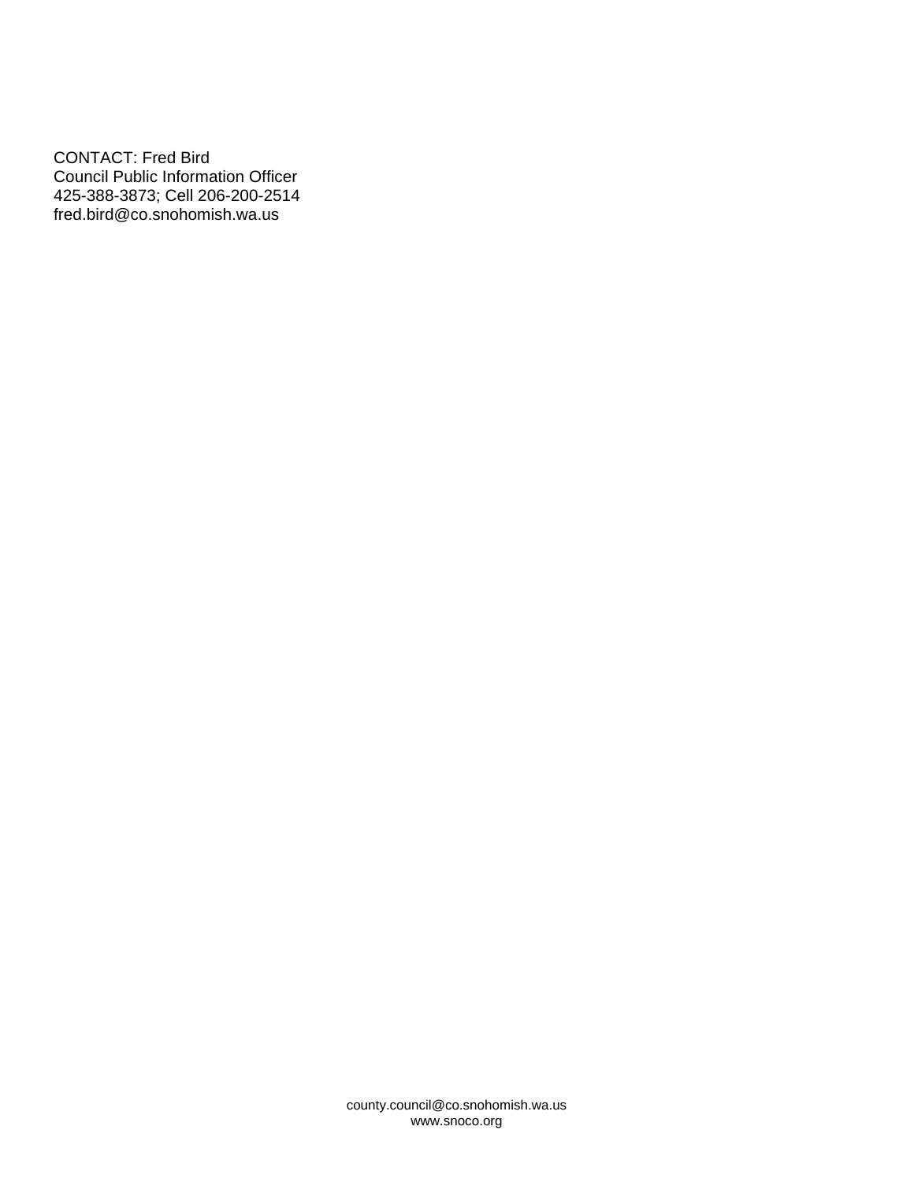CONTACT: Fred Bird
Council Public Information Officer
425-388-3873; Cell 206-200-2514
fred.bird@co.snohomish.wa.us

county.council@co.snohomish.wa.us
www.snoco.org